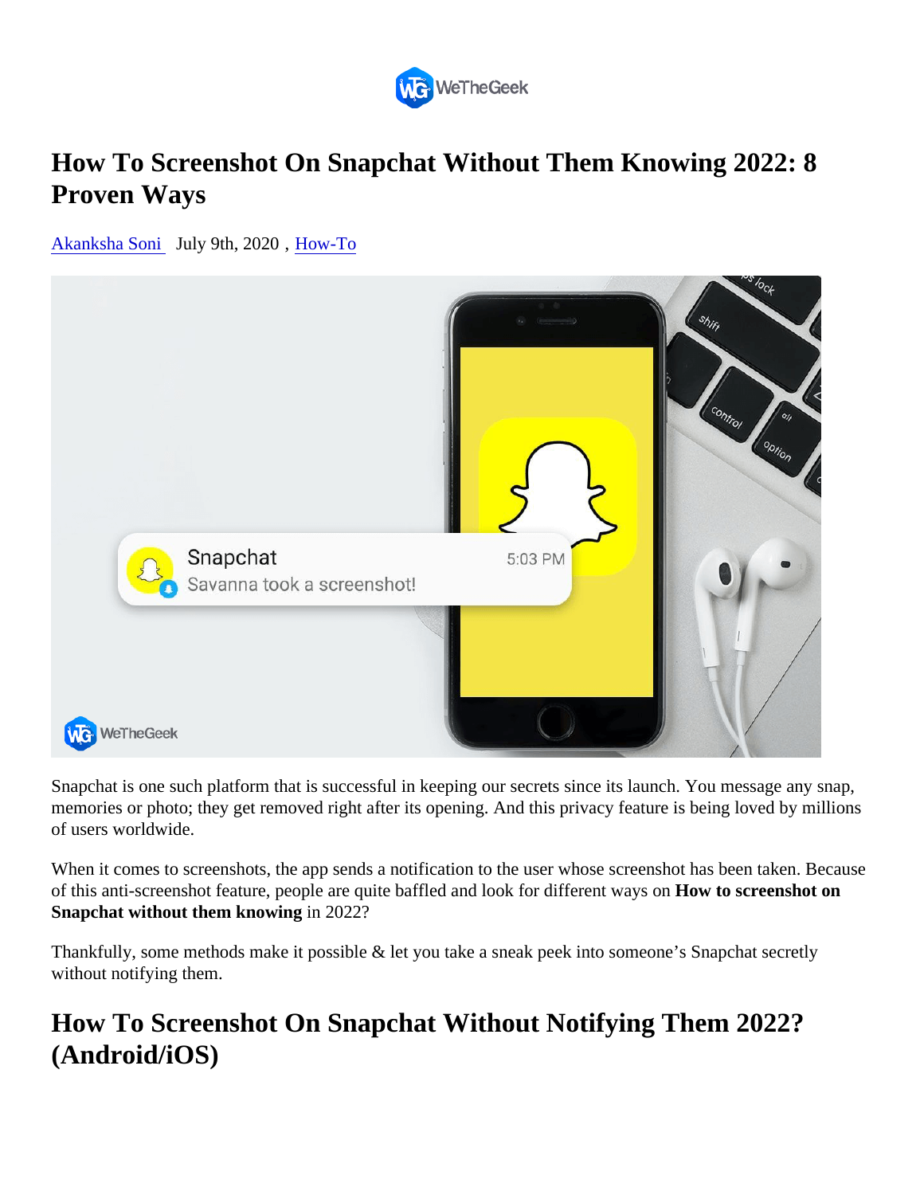# How To Screenshot On Snapchat Without Them Knowing 2022: 8 Proven Ways

Akanksha Soni July 9th, 2020 , How-To

Snapchat is one such platform that is successful in keeping our secrets since its launch. You message any snap, memories or photo; they get removed right after its opening. And this privacy feature is being loved by millions of users worldwide.

When it comes to screenshots, the app sends a notification to the user whose screenshot has been taken. Because of this anti-screenshot feature, people are quite baffled and look for different ways on **How to screenshot on Snapchat without them knowing** in 2022?

Thankfully, some methods make it possible & let you take a sneak peek into someone's Snapchat secretly without notifying them.

## How To Screenshot On Snapchat Without Notifying Them 2022? (Android/iOS)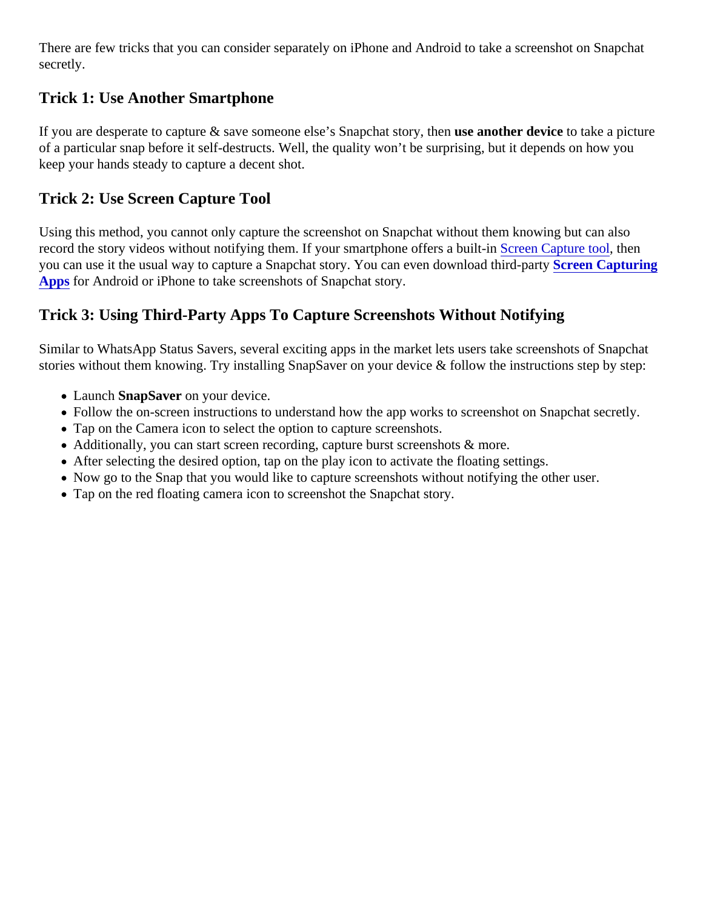There are few tricks that you can consider separately on iPhone and Android to take a screenshot on Snapchat secretly.

## Trick 1: Use Another Smartphone

If you are desperate to capture & save someone else's Snapchat story, then **use another device** to take a picture of a particular snap before it self-destructs. Well, the quality won't be surprising, but it depends on how you keep your hands steady to capture a decent shot.

## Trick 2: Use Screen Capture Tool

Using this method, you cannot only capture the screenshot on Snapchat without them knowing but can also record the story videos without notifying them. If your smartphone offers a built-in Screen Capture tool, then you can use it the usual way to capture a Snapchat story. You can even download third-party **Screen Capturing Apps** for Android or iPhone to take screenshots of Snapchat story.

## Trick 3: Using Third-Party Apps To Capture Screenshots Without Notifying

Similar to WhatsApp Status Savers, several exciting apps in the market lets users take screenshots of Snapchat stories without them knowing. Try installing SnapSaver on your device & follow the instructions step by step:

- Launch **SnapSaver** on your device.
- Follow the on-screen instructions to understand how the app works to screenshot on Snapchat secretly.
- Tap on the Camera icon to select the option to capture screenshots.
- Additionally, you can start screen recording, capture burst screenshots & more.
- After selecting the desired option, tap on the play icon to activate the floating settings.
- Now go to the Snap that you would like to capture screenshots without notifying the other user.
- Tap on the red floating camera icon to screenshot the Snapchat story.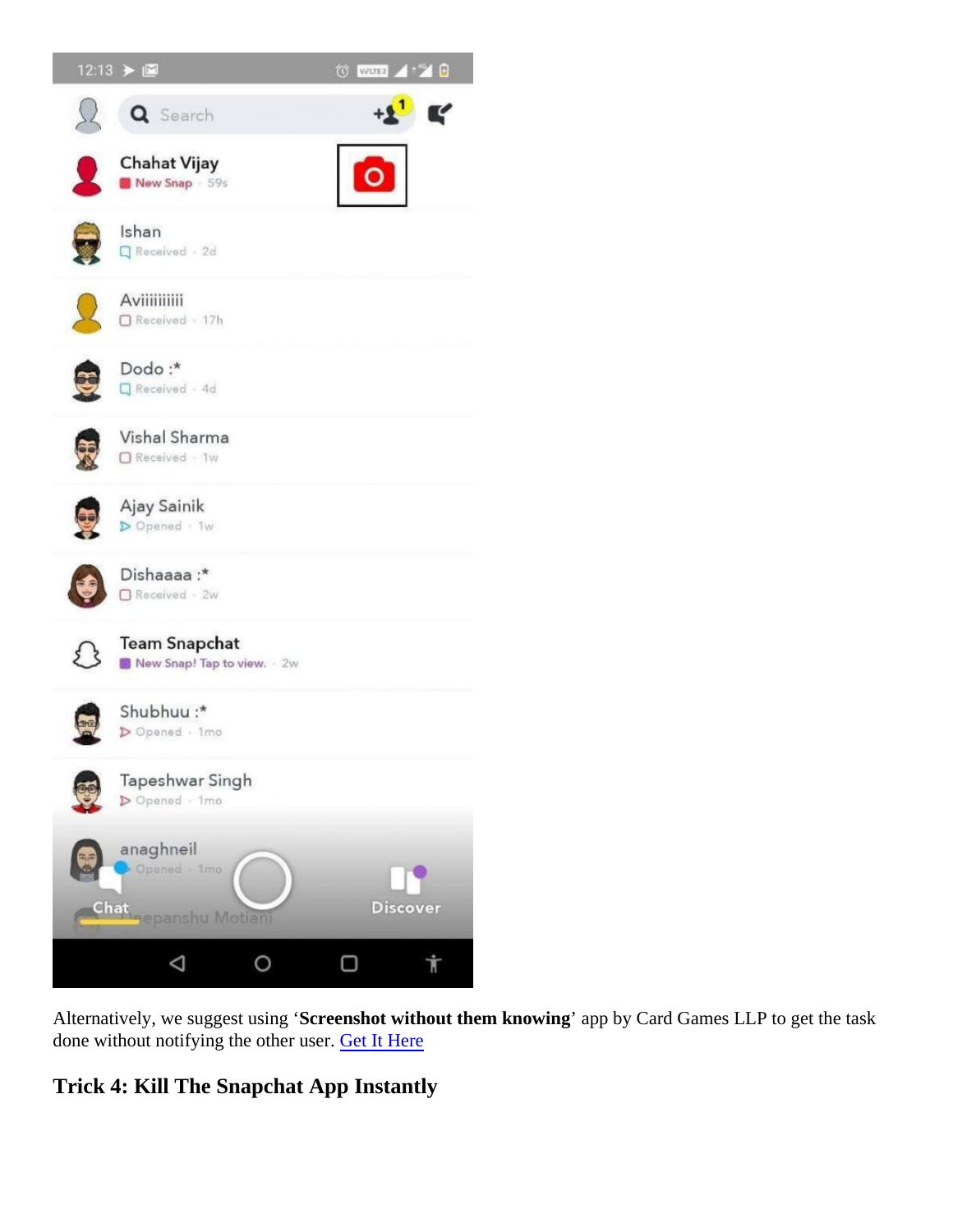Alternatively, we suggest using '**Screenshot without them knowing**' app by Card Games LLP to get the task done without notifying the other user. Get It Here

## Trick 4: Kill The Snapchat App Instantly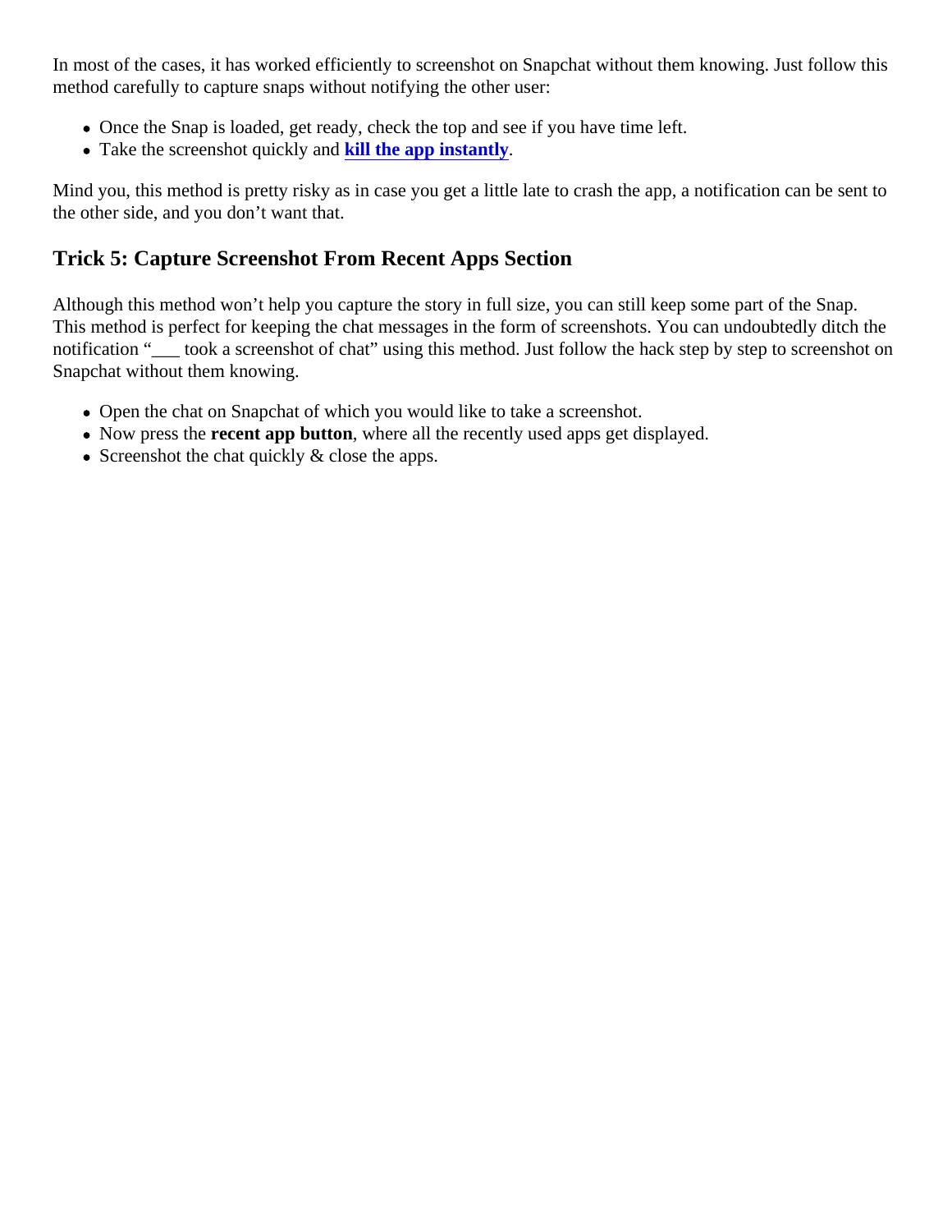In most of the cases, it has worked efficiently to screenshot on Snapchat without them knowing. Just follow this method carefully to capture snaps without notifying the other user:

- Once the Snap is loaded, get ready, check the top and see if you have time left.
- Take the screenshot quickly and **kill the app instantly**.

Mind you, this method is pretty risky as in case you get a little late to crash the app, a notification can be sent to the other side, and you don't want that.

## Trick 5: Capture Screenshot From Recent Apps Section

Although this method won't help you capture the story in full size, you can still keep some part of the Snap. This method is perfect for keeping the chat messages in the form of screenshots. You can undoubtedly ditch the notification "___ took a screenshot of chat" using this method. Just follow the hack step by step to screenshot on Snapchat without them knowing.

- Open the chat on Snapchat of which you would like to take a screenshot.
- Now press the **recent app button**, where all the recently used apps get displayed.
- Screenshot the chat quickly & close the apps.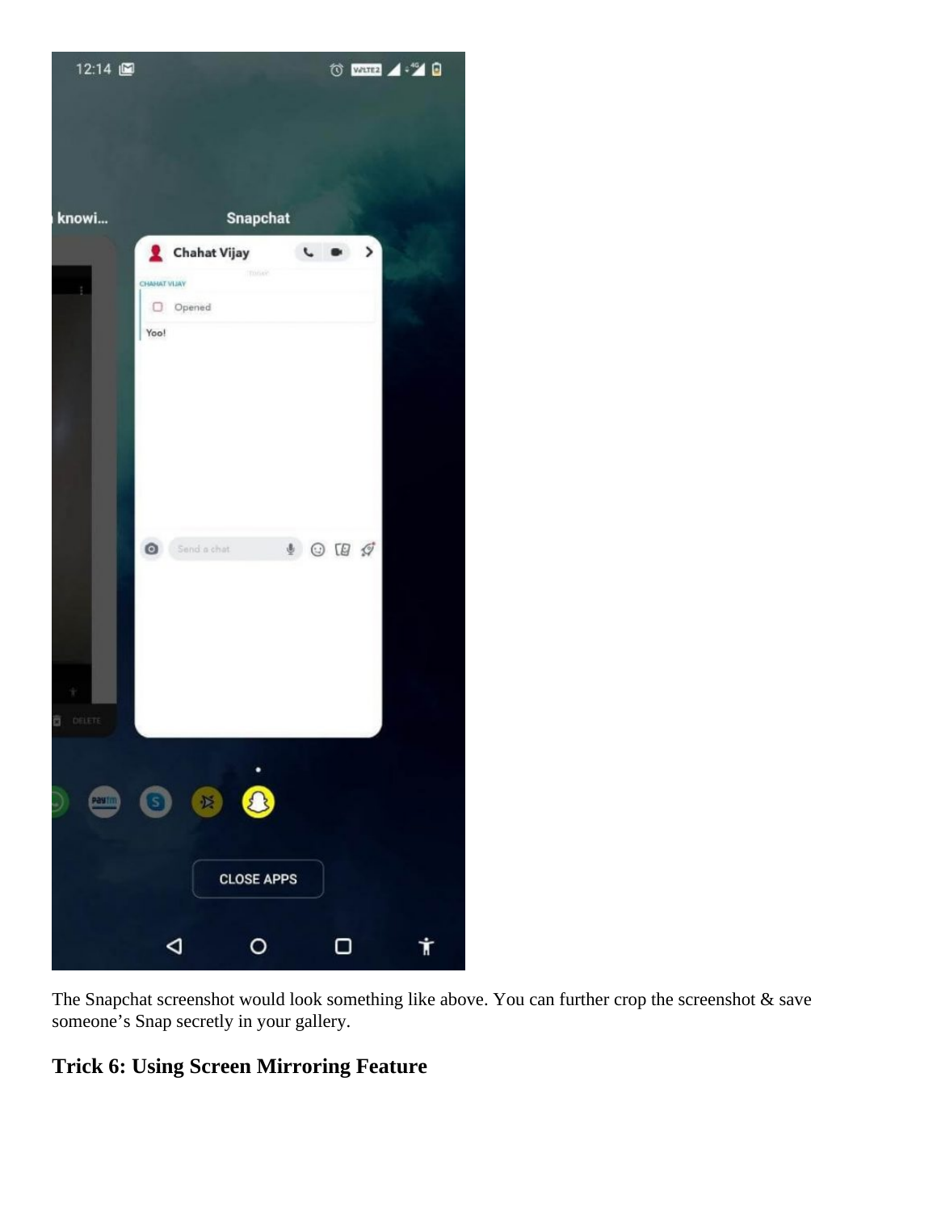The Snapchat screenshot would look something like above. You can further crop the screenshot & save someone’s Snap secretly in your gallery.

## Trick 6: Using Screen Mirroring Feature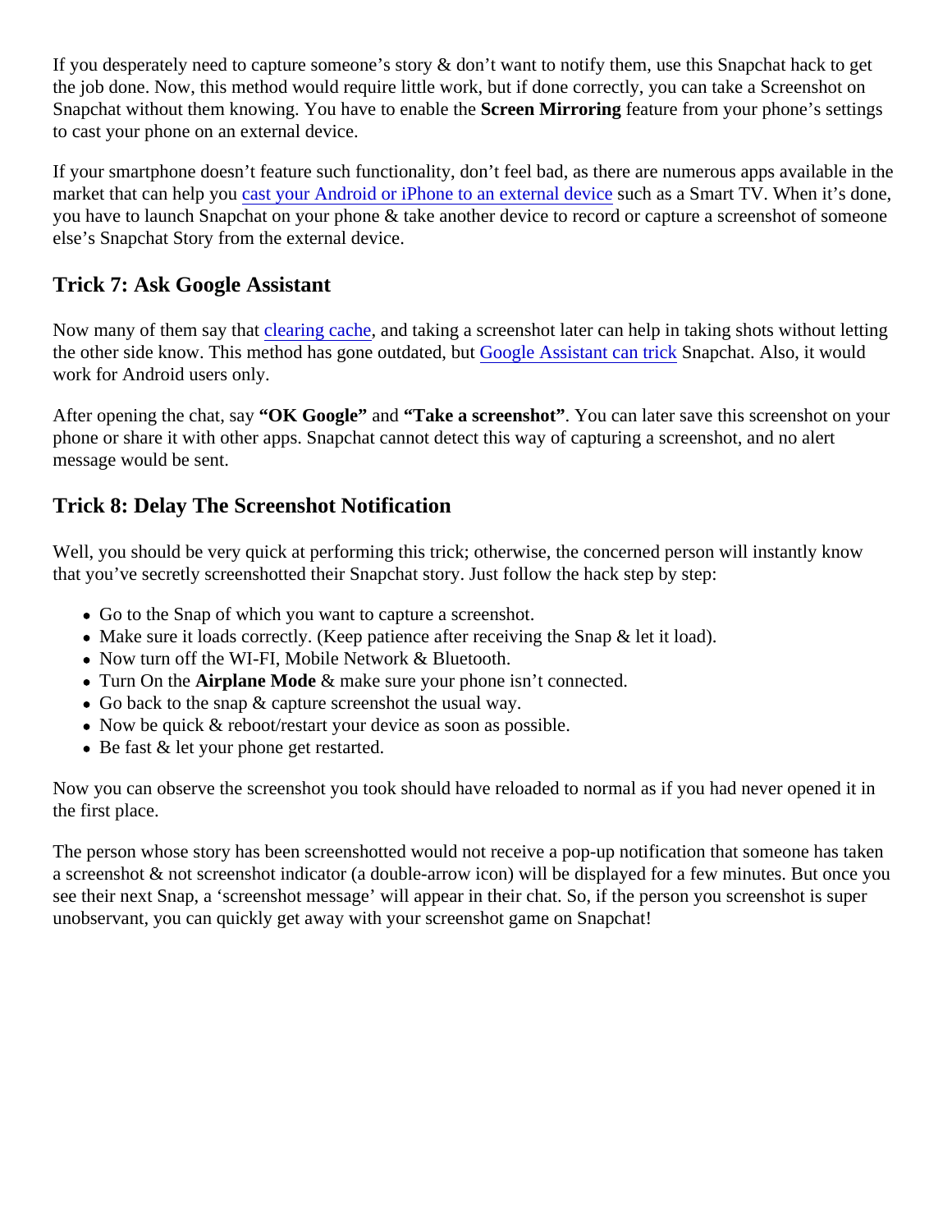If you desperately need to capture someone's story & don't want to notify them, use this Snapchat hack to get the job done. Now, this method would require little work, but if done correctly, you can take a Screenshot on Snapchat without them knowing. You have to enable the **Screen Mirroring** feature from your phone's settings to cast your phone on an external device.

If your smartphone doesn't feature such functionality, don't feel bad, as there are numerous apps available in the market that can help you cast your Android or iPhone to an external device such as a Smart TV. When it's done, you have to launch Snapchat on your phone & take another device to record or capture a screenshot of someone else's Snapchat Story from the external device.

## Trick 7: Ask Google Assistant

Now many of them say that clearing cache, and taking a screenshot later can help in taking shots without letting the other side know. This method has gone outdated, but Google Assistant can trick Snapchat. Also, it would work for Android users only.

After opening the chat, say **"OK Google"** and **"Take a screenshot"**. You can later save this screenshot on your phone or share it with other apps. Snapchat cannot detect this way of capturing a screenshot, and no alert message would be sent.

## Trick 8: Delay The Screenshot Notification

Well, you should be very quick at performing this trick; otherwise, the concerned person will instantly know that you've secretly screenshotted their Snapchat story. Just follow the hack step by step:

- Go to the Snap of which you want to capture a screenshot.
- Make sure it loads correctly. (Keep patience after receiving the Snap & let it load).
- Now turn off the WI-FI, Mobile Network & Bluetooth.
- Turn On the **Airplane Mode** & make sure your phone isn't connected.
- Go back to the snap & capture screenshot the usual way.
- Now be quick & reboot/restart your device as soon as possible.
- Be fast & let your phone get restarted.

Now you can observe the screenshot you took should have reloaded to normal as if you had never opened it in the first place.

The person whose story has been screenshotted would not receive a pop-up notification that someone has taken a screenshot & not screenshot indicator (a double-arrow icon) will be displayed for a few minutes. But once you see their next Snap, a 'screenshot message' will appear in their chat. So, if the person you screenshot is super unobservant, you can quickly get away with your screenshot game on Snapchat!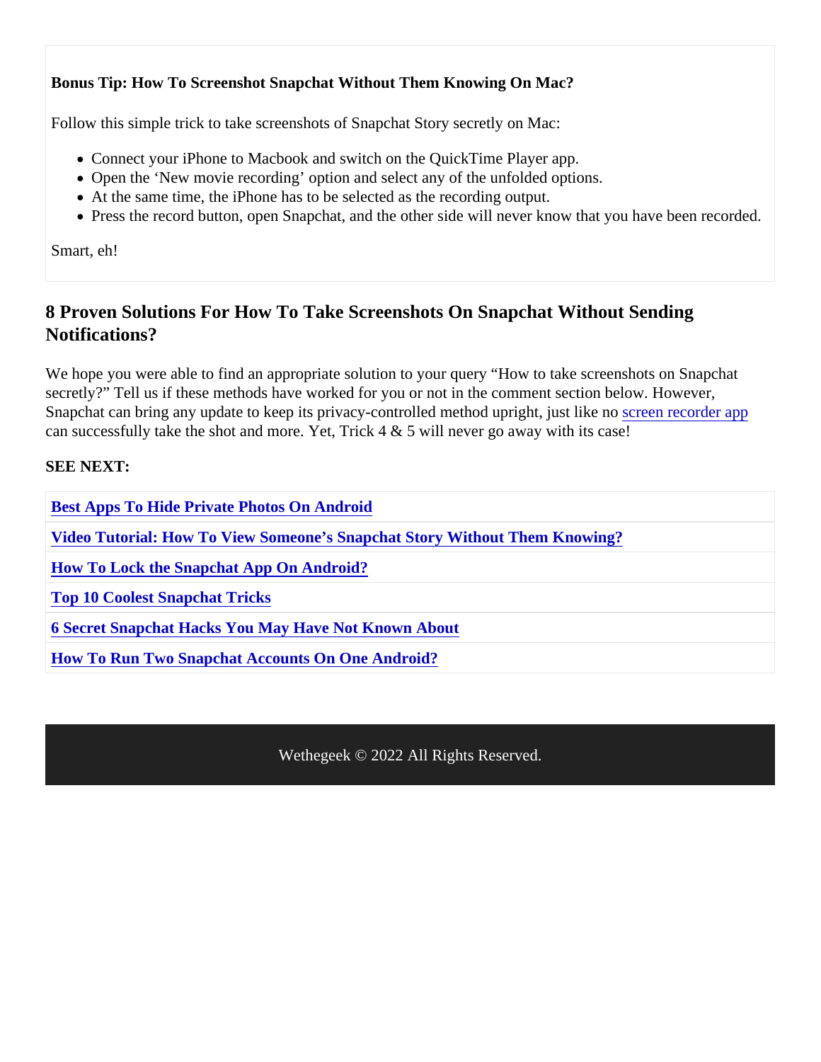**Bonus Tip: How To Screenshot Snapchat Without Them Knowing On Mac?**

Follow this simple trick to take screenshots of Snapchat Story secretly on Mac:

- Connect your iPhone to Macbook and switch on the QuickTime Player app.
- Open the 'New movie recording' option and select any of the unfolded options.
- At the same time, the iPhone has to be selected as the recording output.
- Press the record button, open Snapchat, and the other side will never know that you have been recorded.

Smart, eh!

## 8 Proven Solutions For How To Take Screenshots On Snapchat Without Sending Notifications?

We hope you were able to find an appropriate solution to your query "How to take screenshots on Snapchat secretly?" Tell us if these methods have worked for you or not in the comment section below. However, Snapchat can bring any update to keep its privacy-controlled method upright, just like no screen recorder app can successfully take the shot and more. Yet, Trick 4 & 5 will never go away with its case!

**SEE NEXT:**

- **Best Apps To Hide Private Photos On Android**
- **Video Tutorial: How To View Someone's Snapchat Story Without Them Knowing?**
- **How To Lock the Snapchat App On Android?**
- **Top 10 Coolest Snapchat Tricks**
- **6 Secret Snapchat Hacks You May Have Not Known About**
- **How To Run Two Snapchat Accounts On One Android?**

Wethegeek © 2022 All Rights Reserved.